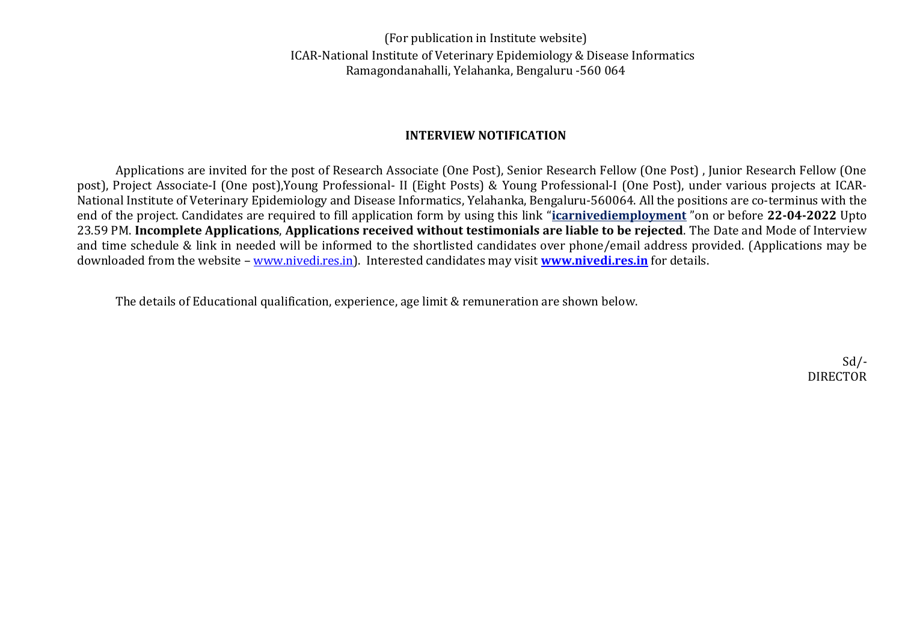(For publication in Institute website)

ICAR-National Institute of Veterinary Epidemiology & Disease Informatics

Ramagondanahalli, Yelahanka, Bengaluru -560 064

## INTERVIEW NOTIFICATION

Applications are invited for the post of Research Associate (One Post), Senior Research Fellow (One Post) , Junior Research Fellow (One post), Project Associate-I (One post),Young Professional- II (Eight Posts) & Young Professional-I (One Post), under various projects at ICAR-National Institute of Veterinary Epidemiology and Disease Informatics, Yelahanka, Bengaluru-560064. All the positions are co-terminus with the end of the project. Candidates are required to fill application form by using this link "**icarnivediemployment** "on or before **22-04-2022** Upto 23.59 PM. **Incomplete Applications**, **Applications received without testimonials are liable to be rejected**. The Date and Mode of Interview and time schedule & link in needed will be informed to the shortlisted candidates over phone/email address provided. (Applications may be downloaded from the website – www.nivedi.res.in). Interested candidates may visit **www.nivedi.res.in** for details.

The details of Educational qualification, experience, age limit & remuneration are shown below.

Sd/-

DIRECTOR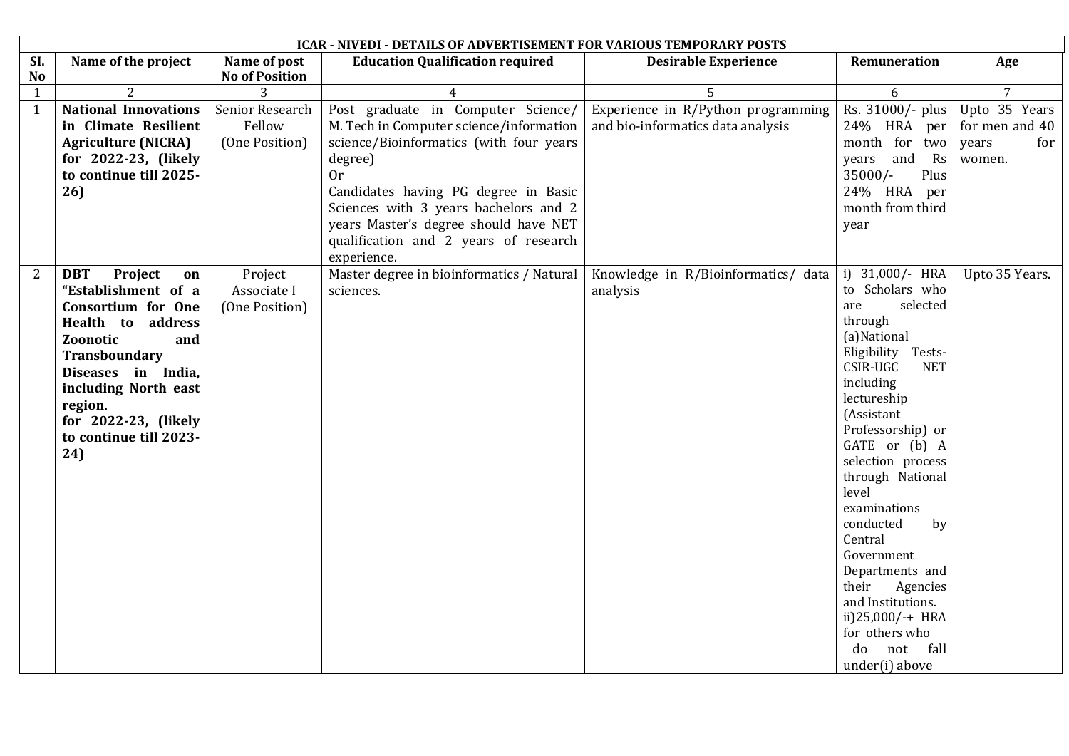| ICAR - NIVEDI - DETAILS OF ADVERTISEMENT FOR VARIOUS TEMPORARY POSTS | | | | | | |
|---|---|---|---|---|---|---|
| Sl. No | Name of the project | Name of post No of Position | Education Qualification required | Desirable Experience | Remuneration | Age |
| 1 | 2 | 3 | 4 | 5 | 6 | 7 |
| 1 | **National Innovations in Climate Resilient Agriculture (NICRA) for 2022-23, (likely to continue till 2025-26)** | Senior Research Fellow (One Position) | Post graduate in Computer Science/ M. Tech in Computer science/information science/Bioinformatics (with four years degree)<br>Or<br>Candidates having PG degree in Basic Sciences with 3 years bachelors and 2 years Master's degree should have NET qualification and 2 years of research experience. | Experience in R/Python programming and bio-informatics data analysis | Rs. 31000/- plus 24% HRA per month for two years and Rs 35000/- Plus 24% HRA per month from third year | Upto 35 Years for men and 40 years for women. |
| 2 | **DBT Project on "Establishment of a Consortium for One Health to address Zoonotic and Transboundary Diseases in India, including North east region. for 2022-23, (likely to continue till 2023-24)** | Project Associate I (One Position) | Master degree in bioinformatics / Natural sciences. | Knowledge in R/Bioinformatics/ data analysis | i) 31,000/- HRA to Scholars who are selected through (a)National Eligibility Tests- CSIR-UGC NET including lectureship (Assistant Professorship) or GATE or (b) A selection process through National level examinations conducted by Central Government Departments and their Agencies and Institutions.<br>ii)25,000/-+ HRA for others who do not fall under(i) above | Upto 35 Years. |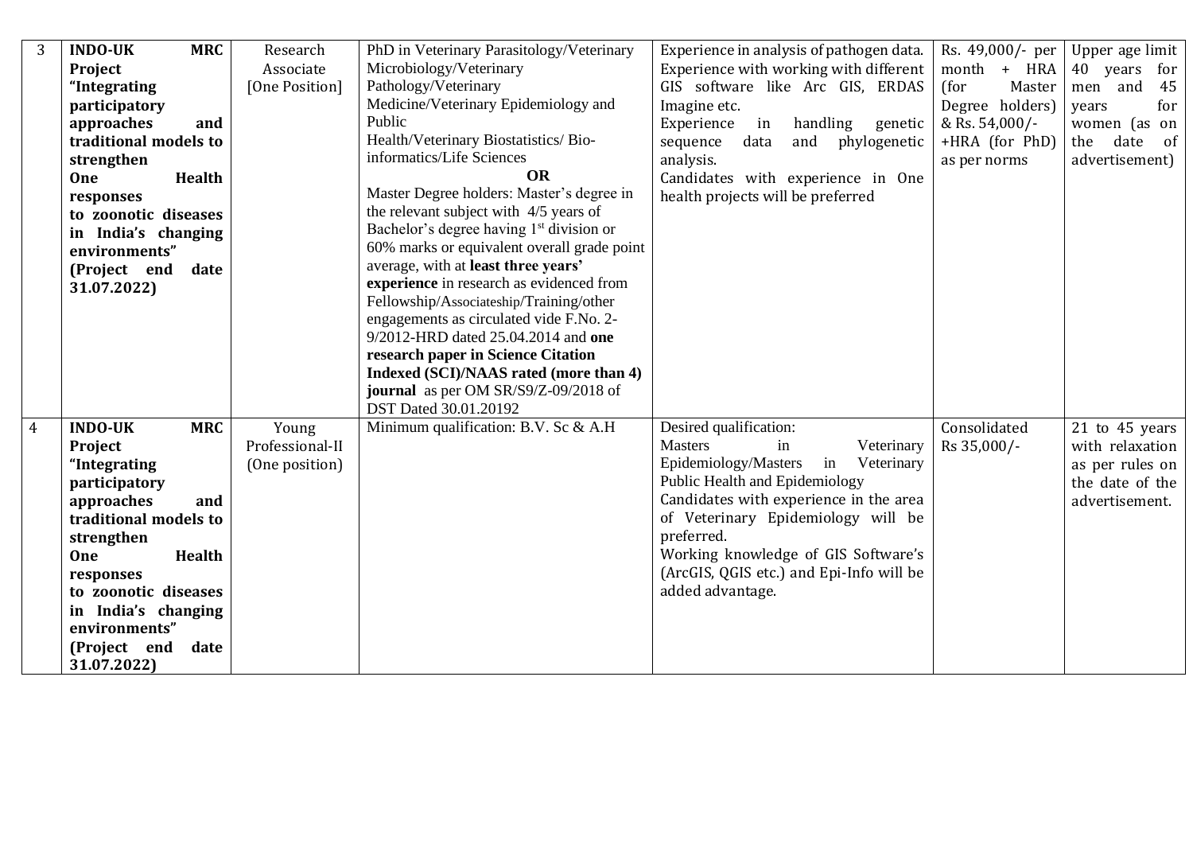| 3 | **INDO-UK MRC Project "Integrating participatory approaches and traditional models to strengthen One Health responses to zoonotic diseases in India's changing environments" (Project end date 31.07.2022)** | Research Associate [One Position] | PhD in Veterinary Parasitology/Veterinary Microbiology/Veterinary Pathology/Veterinary Medicine/Veterinary Epidemiology and Public Health/Veterinary Biostatistics/ Bio-informatics/Life Sciences **OR** Master Degree holders: Master's degree in the relevant subject with 4/5 years of Bachelor's degree having 1st division or 60% marks or equivalent overall grade point average, with at **least three years' experience** in research as evidenced from Fellowship/Associateship/Training/other engagements as circulated vide F.No. 2-9/2012-HRD dated 25.04.2014 and **one research paper in Science Citation Indexed (SCI)/NAAS rated (more than 4) journal** as per OM SR/S9/Z-09/2018 of DST Dated 30.01.20192 | Experience in analysis of pathogen data. Experience with working with different GIS software like Arc GIS, ERDAS Imagine etc. Experience in handling genetic sequence data and phylogenetic analysis. Candidates with experience in One health projects will be preferred | Rs. 49,000/- per month + HRA (for Master Degree holders) & Rs. 54,000/- +HRA (for PhD) as per norms | Upper age limit 40 years for men and 45 years for women (as on the date of the advertisement) |
|---|---|---|---|---|---|---|
| 4 | **INDO-UK MRC Project "Integrating participatory approaches and traditional models to strengthen One Health responses to zoonotic diseases in India's changing environments" (Project end date 31.07.2022)** | Young Professional-II (One position) | Minimum qualification: B.V. Sc & A.H | Desired qualification: Masters in Veterinary Epidemiology/Masters in Veterinary Public Health and Epidemiology Candidates with experience in the area of Veterinary Epidemiology will be preferred. Working knowledge of GIS Software's (ArcGIS, QGIS etc.) and Epi-Info will be added advantage. | Consolidated Rs 35,000/- | 21 to 45 years with relaxation as per rules on the date of the advertisement. |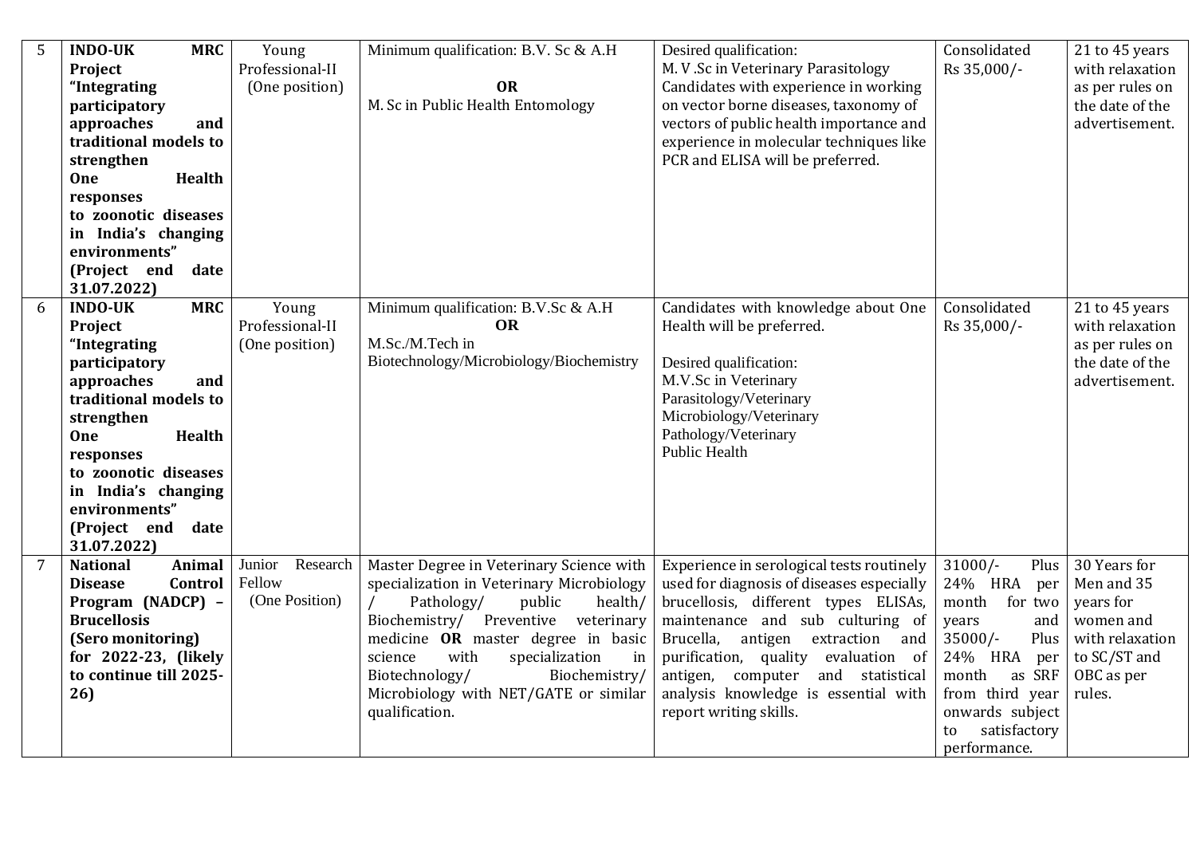| 5 | **INDO-UK MRC Project "Integrating participatory approaches and traditional models to strengthen One Health responses to zoonotic diseases in India's changing environments" (Project end date 31.07.2022)** | Young Professional-II (One position) | Minimum qualification: B.V. Sc & A.H **OR** M. Sc in Public Health Entomology | Desired qualification: M. V .Sc in Veterinary Parasitology Candidates with experience in working on vector borne diseases, taxonomy of vectors of public health importance and experience in molecular techniques like PCR and ELISA will be preferred. | Consolidated Rs 35,000/- | 21 to 45 years with relaxation as per rules on the date of the advertisement. |
|---|---|---|---|---|---|---|
| 6 | **INDO-UK MRC Project "Integrating participatory approaches and traditional models to strengthen One Health responses to zoonotic diseases in India's changing environments" (Project end date 31.07.2022)** | Young Professional-II (One position) | Minimum qualification: B.V.Sc & A.H **OR** M.Sc./M.Tech in Biotechnology/Microbiology/Biochemistry | Candidates with knowledge about One Health will be preferred.<br><br>Desired qualification: M.V.Sc in Veterinary Parasitology/Veterinary Microbiology/Veterinary Pathology/Veterinary Public Health | Consolidated Rs 35,000/- | 21 to 45 years with relaxation as per rules on the date of the advertisement. |
| 7 | **National Animal Disease Control Program (NADCP) – Brucellosis (Sero monitoring) for 2022-23, (likely to continue till 2025-26)** | Junior Research Fellow (One Position) | Master Degree in Veterinary Science with specialization in Veterinary Microbiology / Pathology/ public health/ Biochemistry/ Preventive veterinary medicine **OR** master degree in basic science with specialization in Biotechnology/ Biochemistry/ Microbiology with NET/GATE or similar qualification. | Experience in serological tests routinely used for diagnosis of diseases especially brucellosis, different types ELISAs, maintenance and sub culturing of Brucella, antigen extraction and purification, quality evaluation of antigen, computer and statistical analysis knowledge is essential with report writing skills. | 31000/- Plus 24% HRA per month for two years and 35000/- Plus 24% HRA per month as SRF from third year onwards subject to satisfactory performance. | 30 Years for Men and 35 years for women and with relaxation to SC/ST and OBC as per rules. |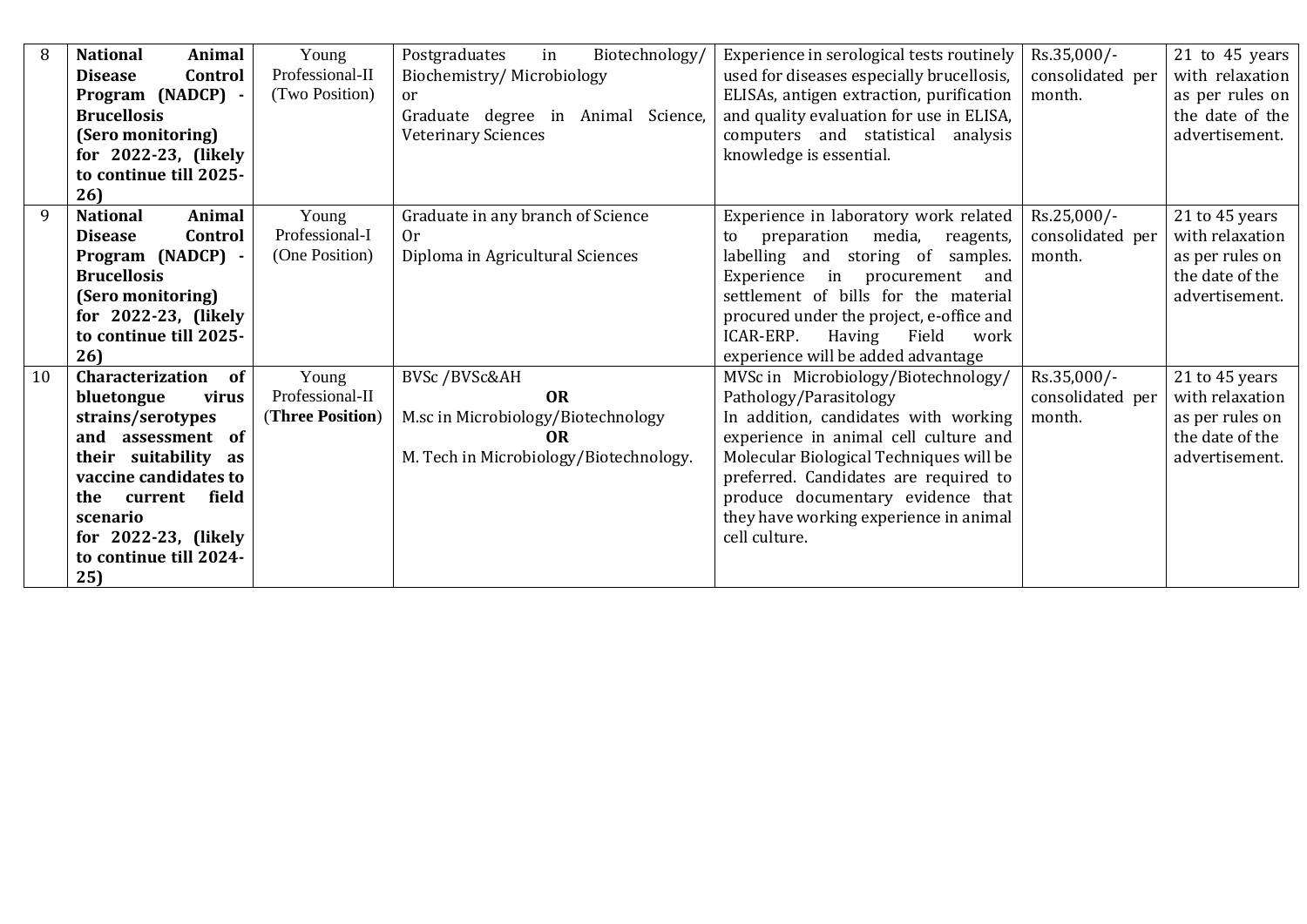| 8 | **National Animal Disease Control Program (NADCP) - Brucellosis (Sero monitoring) for 2022-23, (likely to continue till 2025-26)** | Young Professional-II (Two Position) | Postgraduates in Biotechnology/ Biochemistry/ Microbiology or Graduate degree in Animal Science, Veterinary Sciences | Experience in serological tests routinely used for diseases especially brucellosis, ELISAs, antigen extraction, purification and quality evaluation for use in ELISA, computers and statistical analysis knowledge is essential. | Rs.35,000/- consolidated per month. | 21 to 45 years with relaxation as per rules on the date of the advertisement. |
|---|---|---|---|---|---|---|
| 9 | **National Animal Disease Control Program (NADCP) - Brucellosis (Sero monitoring) for 2022-23, (likely to continue till 2025-26)** | Young Professional-I (One Position) | Graduate in any branch of Science Or Diploma in Agricultural Sciences | Experience in laboratory work related to preparation media, reagents, labelling and storing of samples. Experience in procurement and settlement of bills for the material procured under the project, e-office and ICAR-ERP. Having Field work experience will be added advantage | Rs.25,000/- consolidated per month. | 21 to 45 years with relaxation as per rules on the date of the advertisement. |
| 10 | **Characterization of bluetongue virus strains/serotypes and assessment of their suitability as vaccine candidates to the current field scenario for 2022-23, (likely to continue till 2024-25)** | Young Professional-II (**Three Position**) | BVSc /BVSc&AH **OR** M.sc in Microbiology/Biotechnology **OR** M. Tech in Microbiology/Biotechnology. | MVSc in Microbiology/Biotechnology/ Pathology/Parasitology In addition, candidates with working experience in animal cell culture and Molecular Biological Techniques will be preferred. Candidates are required to produce documentary evidence that they have working experience in animal cell culture. | Rs.35,000/- consolidated per month. | 21 to 45 years with relaxation as per rules on the date of the advertisement. |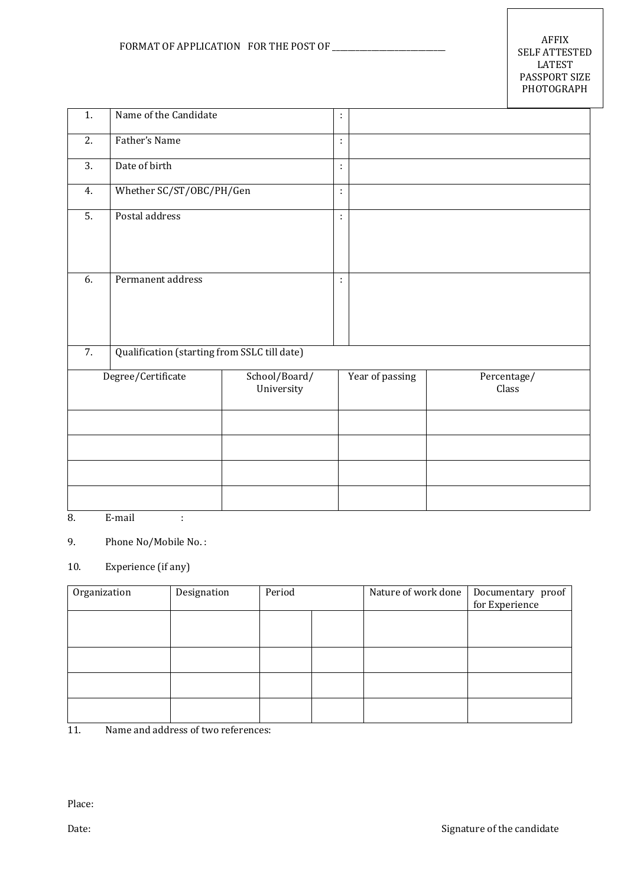FORMAT OF APPLICATION FOR THE POST OF ____________________________

AFFIX
SELF ATTESTED
LATEST
PASSPORT SIZE
PHOTOGRAPH

| | | | |
|---|---|---|---|
| 1. | Name of the Candidate | : | |
| 2. | Father's Name | : | |
| 3. | Date of birth | : | |
| 4. | Whether SC/ST/OBC/PH/Gen | : | |
| 5. | Postal address | : | |
| 6. | Permanent address | : | |
| 7. | Qualification (starting from SSLC till date) | | |

| Degree/Certificate | School/Board/ University | Year of passing | Percentage/ Class |
|---|---|---|---|
| | | | |
| | | | |
| | | | |
| | | | |

8. E-mail :

9. Phone No/Mobile No. :

10. Experience (if any)

| Organization | Designation | Period | | Nature of work done | Documentary proof for Experience |
|---|---|---|---|---|---|
| | | | | | |
| | | | | | |
| | | | | | |
| | | | | | |

11. Name and address of two references:

Place:

Date: Signature of the candidate